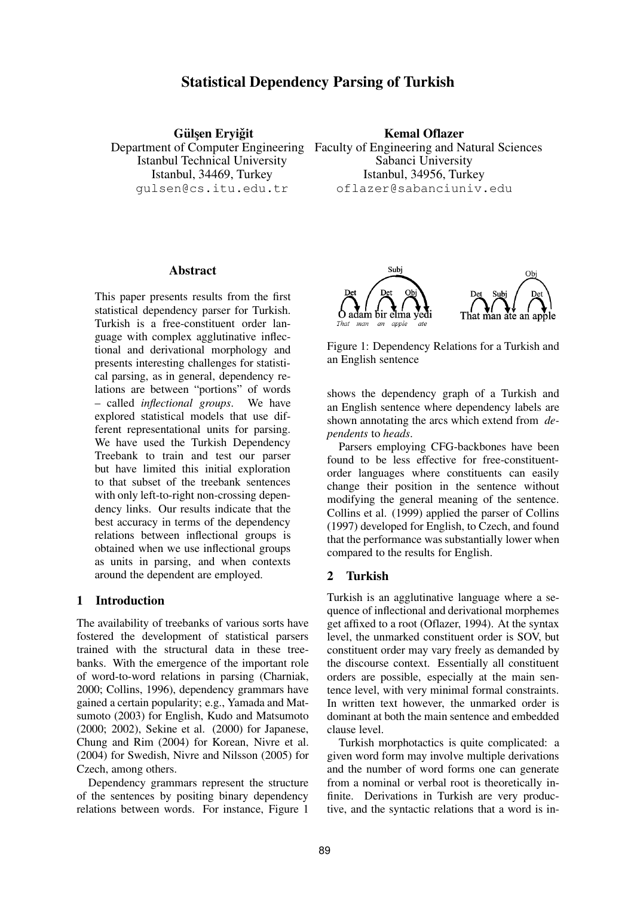# Statistical Dependency Parsing of Turkish

**Gülşen Eryiğit**
Department of Computer Engineering
Istanbul Technical University
Istanbul, 34469, Turkey
gulsen@cs.itu.edu.tr

**Kemal Oflazer**
Faculty of Engineering and Natural Sciences
Sabanci University
Istanbul, 34956, Turkey
oflazer@sabanciuniv.edu

## Abstract

This paper presents results from the first statistical dependency parser for Turkish. Turkish is a free-constituent order language with complex agglutinative inflectional and derivational morphology and presents interesting challenges for statistical parsing, as in general, dependency relations are between "portions" of words – called *inflectional groups*. We have explored statistical models that use different representational units for parsing. We have used the Turkish Dependency Treebank to train and test our parser but have limited this initial exploration to that subset of the treebank sentences with only left-to-right non-crossing dependency links. Our results indicate that the best accuracy in terms of the dependency relations between inflectional groups is obtained when we use inflectional groups as units in parsing, and when contexts around the dependent are employed.

## 1 Introduction

The availability of treebanks of various sorts have fostered the development of statistical parsers trained with the structural data in these treebanks. With the emergence of the important role of word-to-word relations in parsing (Charniak, 2000; Collins, 1996), dependency grammars have gained a certain popularity; e.g., Yamada and Matsumoto (2003) for English, Kudo and Matsumoto (2000; 2002), Sekine et al. (2000) for Japanese, Chung and Rim (2004) for Korean, Nivre et al. (2004) for Swedish, Nivre and Nilsson (2005) for Czech, among others.

Dependency grammars represent the structure of the sentences by positing binary dependency relations between words. For instance, Figure 1 shows the dependency graph of a Turkish and an English sentence where dependency labels are shown annotating the arcs which extend from *dependents* to *heads*.

Subj, Det, Det, Obj
O adam bir elma yedi
*That man an apple ate*

Obj, Det, Subj, Det
That man ate an apple

Figure 1: Dependency Relations for a Turkish and an English sentence

Parsers employing CFG-backbones have been found to be less effective for free-constituent-order languages where constituents can easily change their position in the sentence without modifying the general meaning of the sentence. Collins et al. (1999) applied the parser of Collins (1997) developed for English, to Czech, and found that the performance was substantially lower when compared to the results for English.

## 2 Turkish

Turkish is an agglutinative language where a sequence of inflectional and derivational morphemes get affixed to a root (Oflazer, 1994). At the syntax level, the unmarked constituent order is SOV, but constituent order may vary freely as demanded by the discourse context. Essentially all constituent orders are possible, especially at the main sentence level, with very minimal formal constraints. In written text however, the unmarked order is dominant at both the main sentence and embedded clause level.

Turkish morphotactics is quite complicated: a given word form may involve multiple derivations and the number of word forms one can generate from a nominal or verbal root is theoretically infinite. Derivations in Turkish are very productive, and the syntactic relations that a word is in-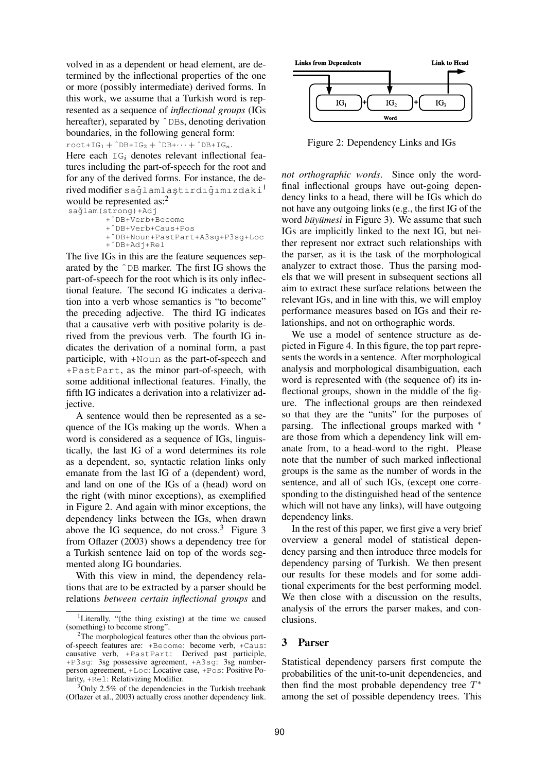volved in as a dependent or head element, are determined by the inflectional properties of the one or more (possibly intermediate) derived forms. In this work, we assume that a Turkish word is represented as a sequence of *inflectional groups* (IGs hereafter), separated by `^DB`s, denoting derivation boundaries, in the following general form:

$\texttt{root+IG}_1 + \texttt{\^{}DB+IG}_2 + \texttt{\^{}DB+} \cdots + \texttt{\^{}DB+IG}_n$.

Here each $\texttt{IG}_i$ denotes relevant inflectional features including the part-of-speech for the root and for any of the derived forms. For instance, the derived modifier `sağlamlaştırdığımızdaki`[1] would be represented as:[2]

```
sağlam(strong)+Adj
        +^DB+Verb+Become
        +^DB+Verb+Caus+Pos
        +^DB+Noun+PastPart+A3sg+P3sg+Loc
        +^DB+Adj+Rel
```

The five IGs in this are the feature sequences separated by the `^DB` marker. The first IG shows the part-of-speech for the root which is its only inflectional feature. The second IG indicates a derivation into a verb whose semantics is "to become" the preceding adjective. The third IG indicates that a causative verb with positive polarity is derived from the previous verb. The fourth IG indicates the derivation of a nominal form, a past participle, with `+Noun` as the part-of-speech and `+PastPart`, as the minor part-of-speech, with some additional inflectional features. Finally, the fifth IG indicates a derivation into a relativizer adjective.

A sentence would then be represented as a sequence of the IGs making up the words. When a word is considered as a sequence of IGs, linguistically, the last IG of a word determines its role as a dependent, so, syntactic relation links only emanate from the last IG of a (dependent) word, and land on one of the IGs of a (head) word on the right (with minor exceptions), as exemplified in Figure 2. And again with minor exceptions, the dependency links between the IGs, when drawn above the IG sequence, do not cross.[3] Figure 3 from Oflazer (2003) shows a dependency tree for a Turkish sentence laid on top of the words segmented along IG boundaries.

With this view in mind, the dependency relations that are to be extracted by a parser should be relations *between certain inflectional groups* and *not orthographic words*. Since only the word-final inflectional groups have out-going dependency links to a head, there will be IGs which do not have any outgoing links (e.g., the first IG of the word *büyümesi* in Figure 3). We assume that such IGs are implicitly linked to the next IG, but neither represent nor extract such relationships with the parser, as it is the task of the morphological analyzer to extract those. Thus the parsing models that we will present in subsequent sections all aim to extract these surface relations between the relevant IGs, and in line with this, we will employ performance measures based on IGs and their relationships, and not on orthographic words.

Figure 2: Dependency Links and IGs

We use a model of sentence structure as depicted in Figure 4. In this figure, the top part represents the words in a sentence. After morphological analysis and morphological disambiguation, each word is represented with (the sequence of) its inflectional groups, shown in the middle of the figure. The inflectional groups are then reindexed so that they are the "units" for the purposes of parsing. The inflectional groups marked with $^*$ are those from which a dependency link will emanate from, to a head-word to the right. Please note that the number of such marked inflectional groups is the same as the number of words in the sentence, and all of such IGs, (except one corresponding to the distinguished head of the sentence which will not have any links), will have outgoing dependency links.

In the rest of this paper, we first give a very brief overview a general model of statistical dependency parsing and then introduce three models for dependency parsing of Turkish. We then present our results for these models and for some additional experiments for the best performing model. We then close with a discussion on the results, analysis of the errors the parser makes, and conclusions.

## 3 Parser

Statistical dependency parsers first compute the probabilities of the unit-to-unit dependencies, and then find the most probable dependency tree $T^*$ among the set of possible dependency trees. This

---

[1] Literally, "(the thing existing) at the time we caused (something) to become strong".

[2] The morphological features other than the obvious part-of-speech features are: `+Become`: become verb, `+Caus`: causative verb, `+PastPart`: Derived past participle, `+P3sg`: 3sg possessive agreement, `+A3sg`: 3sg number-person agreement, `+Loc`: Locative case, `+Pos`: Positive Polarity, `+Rel`: Relativizing Modifier.

[3] Only 2.5% of the dependencies in the Turkish treebank (Oflazer et al., 2003) actually cross another dependency link.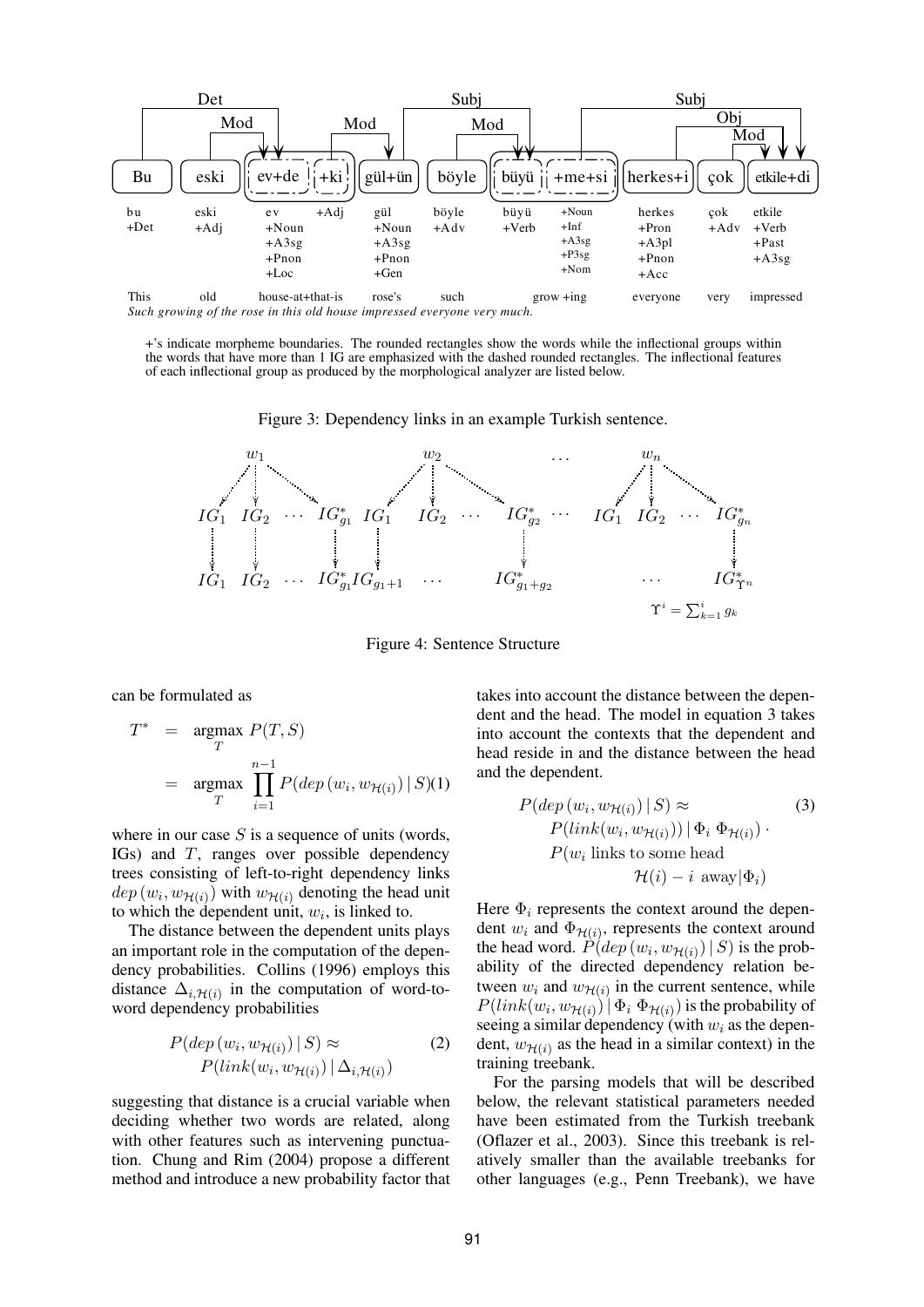Det Mod Mod Subj Mod Subj Obj Mod

| Bu | eski | ev+de | +ki | gül+ün | böyle | büyü | +me+si | herkes+i | çok | etkile+di |
|---|---|---|---|---|---|---|---|---|---|---|
| bu +Det | eski +Adj | ev +Noun +A3sg +Pnon +Loc | +Adj | gül +Noun +A3sg +Pnon +Gen | böyle +Adv | büyü +Verb | +Noun +Inf +A3sg +P3sg +Nom | herkes +Pron +A3pl +Pnon +Acc | çok +Adv | etkile +Verb +Past +A3sg |
| This | old | house-at+that-is | | rose's | such | grow +ing | | everyone | very | impressed |

*Such growing of the rose in this old house impressed everyone very much.*

+'s indicate morpheme boundaries. The rounded rectangles show the words while the inflectional groups within the words that have more than 1 IG are emphasized with the dashed rounded rectangles. The inflectional features of each inflectional group as produced by the morphological analyzer are listed below.

Figure 3: Dependency links in an example Turkish sentence.

$w_1$ $w_2$ $\ldots$ $w_n$

$IG_1$ $IG_2$ $\cdots$ $IG^*_{g_1}$ $IG_1$ $IG_2$ $\cdots$ $IG^*_{g_2}$ $\cdots$ $IG_1$ $IG_2$ $\cdots$ $IG^*_{g_n}$

$IG_1$ $IG_2$ $\cdots$ $IG^*_{g_1} IG_{g_1+1}$ $\cdots$ $IG^*_{g_1+g_2}$ $\cdots$ $IG^*_{\Upsilon^n}$

$\Upsilon^i = \sum_{k=1}^{i} g_k$

Figure 4: Sentence Structure

can be formulated as

$$
\begin{aligned}
T^* &= \underset{T}{\operatorname{argmax}}\ P(T, S) \\
&= \underset{T}{\operatorname{argmax}} \prod_{i=1}^{n-1} P(dep\,(w_i, w_{\mathcal{H}(i)}) \,|\, S) \quad (1)
\end{aligned}
$$

where in our case $S$ is a sequence of units (words, IGs) and $T$, ranges over possible dependency trees consisting of left-to-right dependency links $dep\,(w_i, w_{\mathcal{H}(i)})$ with $w_{\mathcal{H}(i)}$ denoting the head unit to which the dependent unit, $w_i$, is linked to.

The distance between the dependent units plays an important role in the computation of the dependency probabilities. Collins (1996) employs this distance $\Delta_{i,\mathcal{H}(i)}$ in the computation of word-to-word dependency probabilities

$$
\begin{aligned}
&P(dep\,(w_i, w_{\mathcal{H}(i)}) \,|\, S) \approx \quad (2) \\
&\quad P(link(w_i, w_{\mathcal{H}(i)}) \,|\, \Delta_{i,\mathcal{H}(i)})
\end{aligned}
$$

suggesting that distance is a crucial variable when deciding whether two words are related, along with other features such as intervening punctuation. Chung and Rim (2004) propose a different method and introduce a new probability factor that takes into account the distance between the dependent and the head. The model in equation 3 takes into account the contexts that the dependent and head reside in and the distance between the head and the dependent.

$$
\begin{aligned}
&P(dep\,(w_i, w_{\mathcal{H}(i)}) \,|\, S) \approx \quad (3) \\
&\quad P(link(w_i, w_{\mathcal{H}(i)})) \,|\, \Phi_i\ \Phi_{\mathcal{H}(i)}) \cdot \\
&\quad P(w_i \text{ links to some head} \\
&\qquad\qquad \mathcal{H}(i) - i \text{ away} | \Phi_i)
\end{aligned}
$$

Here $\Phi_i$ represents the context around the dependent $w_i$ and $\Phi_{\mathcal{H}(i)}$, represents the context around the head word. $P(dep\,(w_i, w_{\mathcal{H}(i)}) \,|\, S)$ is the probability of the directed dependency relation between $w_i$ and $w_{\mathcal{H}(i)}$ in the current sentence, while $P(link(w_i, w_{\mathcal{H}(i)}) \,|\, \Phi_i\ \Phi_{\mathcal{H}(i)})$ is the probability of seeing a similar dependency (with $w_i$ as the dependent, $w_{\mathcal{H}(i)}$ as the head in a similar context) in the training treebank.

For the parsing models that will be described below, the relevant statistical parameters needed have been estimated from the Turkish treebank (Oflazer et al., 2003). Since this treebank is relatively smaller than the available treebanks for other languages (e.g., Penn Treebank), we have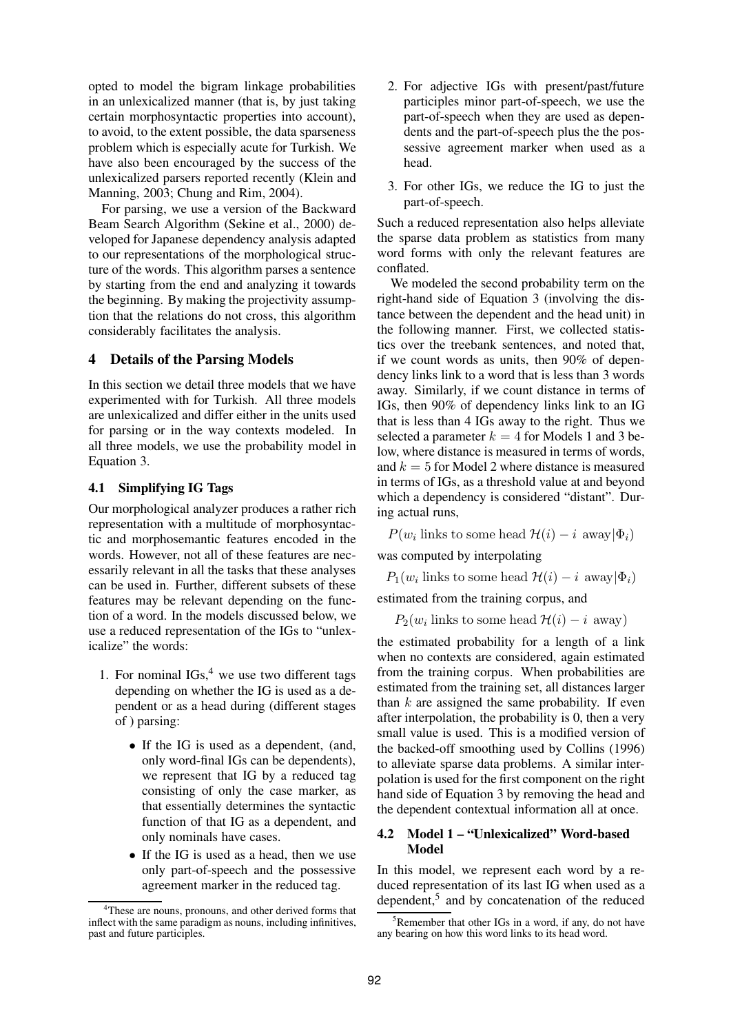opted to model the bigram linkage probabilities in an unlexicalized manner (that is, by just taking certain morphosyntactic properties into account), to avoid, to the extent possible, the data sparseness problem which is especially acute for Turkish. We have also been encouraged by the success of the unlexicalized parsers reported recently (Klein and Manning, 2003; Chung and Rim, 2004).

For parsing, we use a version of the Backward Beam Search Algorithm (Sekine et al., 2000) developed for Japanese dependency analysis adapted to our representations of the morphological structure of the words. This algorithm parses a sentence by starting from the end and analyzing it towards the beginning. By making the projectivity assumption that the relations do not cross, this algorithm considerably facilitates the analysis.

## 4 Details of the Parsing Models

In this section we detail three models that we have experimented with for Turkish. All three models are unlexicalized and differ either in the units used for parsing or in the way contexts modeled. In all three models, we use the probability model in Equation 3.

### 4.1 Simplifying IG Tags

Our morphological analyzer produces a rather rich representation with a multitude of morphosyntactic and morphosemantic features encoded in the words. However, not all of these features are necessarily relevant in all the tasks that these analyses can be used in. Further, different subsets of these features may be relevant depending on the function of a word. In the models discussed below, we use a reduced representation of the IGs to "unlexicalize" the words:

1. For nominal IGs,[4] we use two different tags depending on whether the IG is used as a dependent or as a head during (different stages of ) parsing:
   - If the IG is used as a dependent, (and, only word-final IGs can be dependents), we represent that IG by a reduced tag consisting of only the case marker, as that essentially determines the syntactic function of that IG as a dependent, and only nominals have cases.
   - If the IG is used as a head, then we use only part-of-speech and the possessive agreement marker in the reduced tag.
2. For adjective IGs with present/past/future participles minor part-of-speech, we use the part-of-speech when they are used as dependents and the part-of-speech plus the the possessive agreement marker when used as a head.
3. For other IGs, we reduce the IG to just the part-of-speech.

Such a reduced representation also helps alleviate the sparse data problem as statistics from many word forms with only the relevant features are conflated.

We modeled the second probability term on the right-hand side of Equation 3 (involving the distance between the dependent and the head unit) in the following manner. First, we collected statistics over the treebank sentences, and noted that, if we count words as units, then 90% of dependency links link to a word that is less than 3 words away. Similarly, if we count distance in terms of IGs, then 90% of dependency links link to an IG that is less than 4 IGs away to the right. Thus we selected a parameter $k = 4$ for Models 1 and 3 below, where distance is measured in terms of words, and $k = 5$ for Model 2 where distance is measured in terms of IGs, as a threshold value at and beyond which a dependency is considered "distant". During actual runs,

$$P(w_i \text{ links to some head } \mathcal{H}(i) - i \text{ away} | \Phi_i)$$

was computed by interpolating

$$P_1(w_i \text{ links to some head } \mathcal{H}(i) - i \text{ away} | \Phi_i)$$

estimated from the training corpus, and

$$P_2(w_i \text{ links to some head } \mathcal{H}(i) - i \text{ away})$$

the estimated probability for a length of a link when no contexts are considered, again estimated from the training corpus. When probabilities are estimated from the training set, all distances larger than $k$ are assigned the same probability. If even after interpolation, the probability is 0, then a very small value is used. This is a modified version of the backed-off smoothing used by Collins (1996) to alleviate sparse data problems. A similar interpolation is used for the first component on the right hand side of Equation 3 by removing the head and the dependent contextual information all at once.

### 4.2 Model 1 – "Unlexicalized" Word-based Model

In this model, we represent each word by a reduced representation of its last IG when used as a dependent,[5] and by concatenation of the reduced

[4] These are nouns, pronouns, and other derived forms that inflect with the same paradigm as nouns, including infinitives, past and future participles.

[5] Remember that other IGs in a word, if any, do not have any bearing on how this word links to its head word.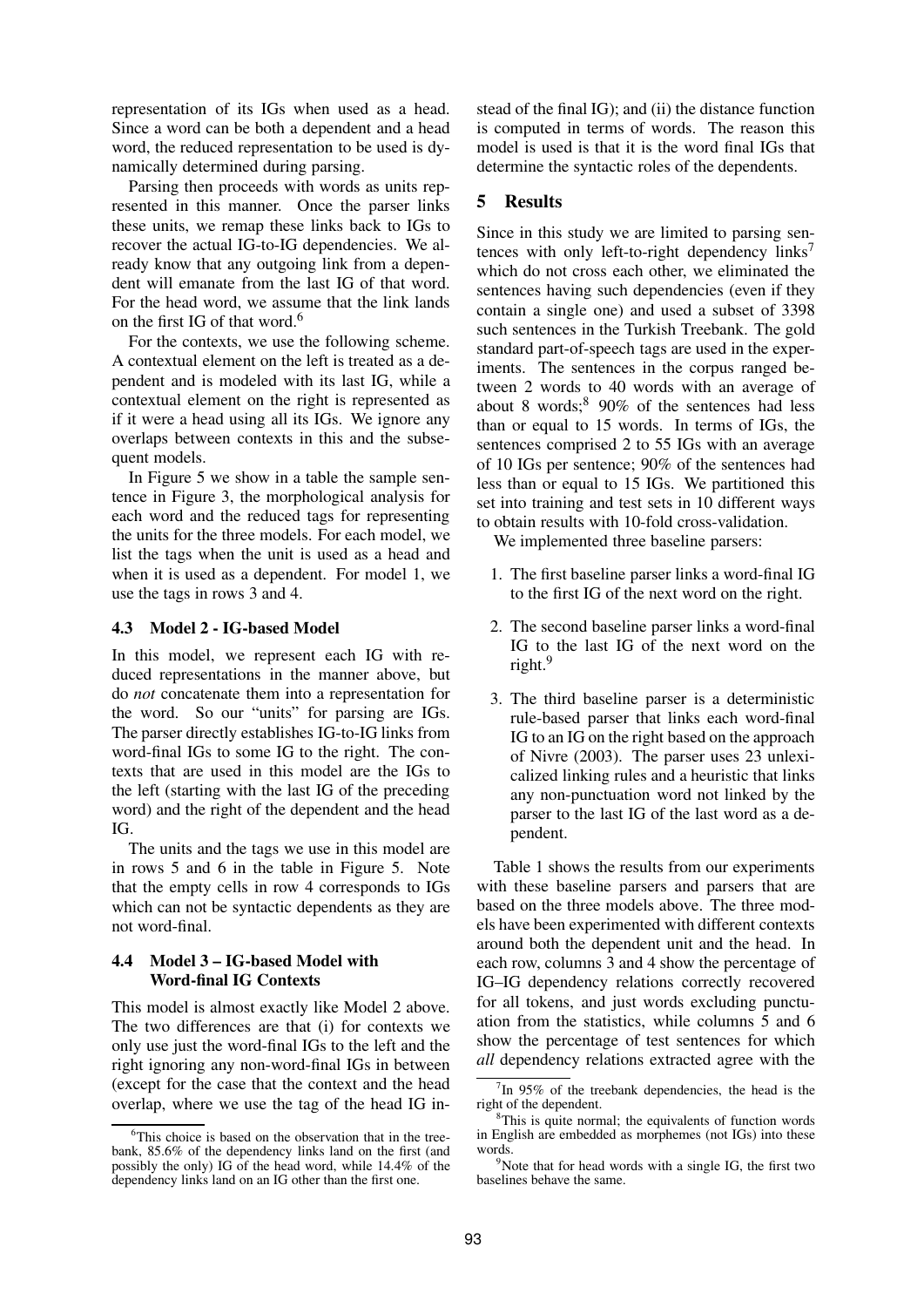representation of its IGs when used as a head. Since a word can be both a dependent and a head word, the reduced representation to be used is dynamically determined during parsing.

Parsing then proceeds with words as units represented in this manner. Once the parser links these units, we remap these links back to IGs to recover the actual IG-to-IG dependencies. We already know that any outgoing link from a dependent will emanate from the last IG of that word. For the head word, we assume that the link lands on the first IG of that word.[6]

For the contexts, we use the following scheme. A contextual element on the left is treated as a dependent and is modeled with its last IG, while a contextual element on the right is represented as if it were a head using all its IGs. We ignore any overlaps between contexts in this and the subsequent models.

In Figure 5 we show in a table the sample sentence in Figure 3, the morphological analysis for each word and the reduced tags for representing the units for the three models. For each model, we list the tags when the unit is used as a head and when it is used as a dependent. For model 1, we use the tags in rows 3 and 4.

### 4.3 Model 2 - IG-based Model

In this model, we represent each IG with reduced representations in the manner above, but do *not* concatenate them into a representation for the word. So our "units" for parsing are IGs. The parser directly establishes IG-to-IG links from word-final IGs to some IG to the right. The contexts that are used in this model are the IGs to the left (starting with the last IG of the preceding word) and the right of the dependent and the head IG.

The units and the tags we use in this model are in rows 5 and 6 in the table in Figure 5. Note that the empty cells in row 4 corresponds to IGs which can not be syntactic dependents as they are not word-final.

### 4.4 Model 3 – IG-based Model with Word-final IG Contexts

This model is almost exactly like Model 2 above. The two differences are that (i) for contexts we only use just the word-final IGs to the left and the right ignoring any non-word-final IGs in between (except for the case that the context and the head overlap, where we use the tag of the head IG instead of the final IG); and (ii) the distance function is computed in terms of words. The reason this model is used is that it is the word final IGs that determine the syntactic roles of the dependents.

## 5 Results

Since in this study we are limited to parsing sentences with only left-to-right dependency links[7] which do not cross each other, we eliminated the sentences having such dependencies (even if they contain a single one) and used a subset of 3398 such sentences in the Turkish Treebank. The gold standard part-of-speech tags are used in the experiments. The sentences in the corpus ranged between 2 words to 40 words with an average of about 8 words;[8] 90% of the sentences had less than or equal to 15 words. In terms of IGs, the sentences comprised 2 to 55 IGs with an average of 10 IGs per sentence; 90% of the sentences had less than or equal to 15 IGs. We partitioned this set into training and test sets in 10 different ways to obtain results with 10-fold cross-validation.

We implemented three baseline parsers:

1. The first baseline parser links a word-final IG to the first IG of the next word on the right.
2. The second baseline parser links a word-final IG to the last IG of the next word on the right.[9]
3. The third baseline parser is a deterministic rule-based parser that links each word-final IG to an IG on the right based on the approach of Nivre (2003). The parser uses 23 unlexicalized linking rules and a heuristic that links any non-punctuation word not linked by the parser to the last IG of the last word as a dependent.

Table 1 shows the results from our experiments with these baseline parsers and parsers that are based on the three models above. The three models have been experimented with different contexts around both the dependent unit and the head. In each row, columns 3 and 4 show the percentage of IG–IG dependency relations correctly recovered for all tokens, and just words excluding punctuation from the statistics, while columns 5 and 6 show the percentage of test sentences for which *all* dependency relations extracted agree with the

---

[6] This choice is based on the observation that in the treebank, 85.6% of the dependency links land on the first (and possibly the only) IG of the head word, while 14.4% of the dependency links land on an IG other than the first one.

[7] In 95% of the treebank dependencies, the head is the right of the dependent.

[8] This is quite normal; the equivalents of function words in English are embedded as morphemes (not IGs) into these words.

[9] Note that for head words with a single IG, the first two baselines behave the same.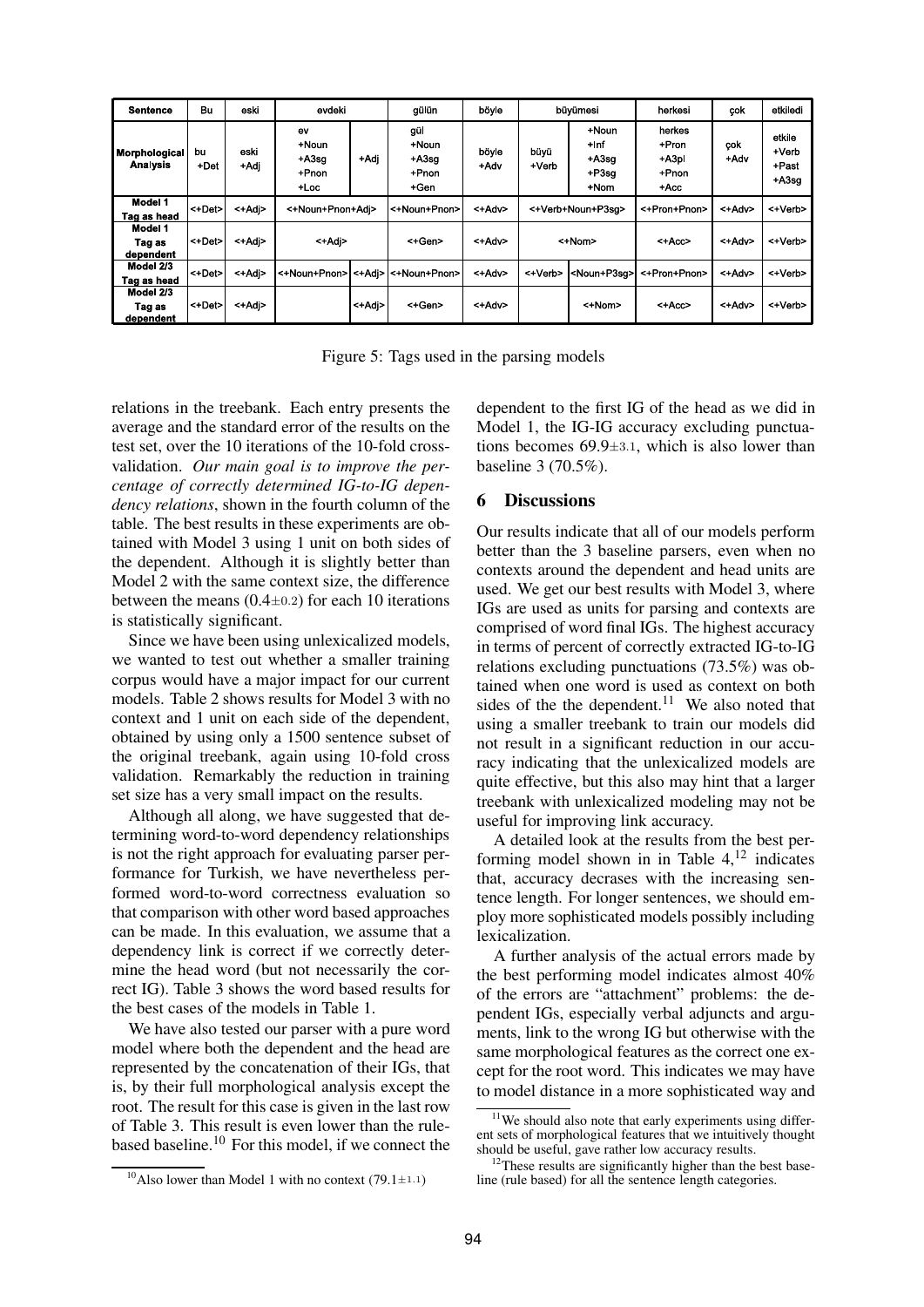| Sentence | Bu | eski | evdeki | | gülün | böyle | büyümesi | | herkesi | çok | etkiledi |
|---|---|---|---|---|---|---|---|---|---|---|---|
| Morphological Analysis | bu +Det | eski +Adj | ev +Noun +A3sg +Pnon +Loc | +Adj | gül +Noun +A3sg +Pnon +Gen | böyle +Adv | büyü +Verb | +Noun +Inf +A3sg +P3sg +Nom | herkes +Pron +A3pl +Pnon +Acc | çok +Adv | etkile +Verb +Past +A3sg |
| Model 1 Tag as head | <+Det> | <+Adj> | <+Noun+Pnon+Adj> | | <+Noun+Pnon> | <+Adv> | <+Verb+Noun+P3sg> | | <+Pron+Pnon> | <+Adv> | <+Verb> |
| Model 1 Tag as dependent | <+Det> | <+Adj> | <+Adj> | | <+Gen> | <+Adv> | <+Nom> | | <+Acc> | <+Adv> | <+Verb> |
| Model 2/3 Tag as head | <+Det> | <+Adj> | <+Noun+Pnon> | <+Adj> | <+Noun+Pnon> | <+Adv> | <+Verb> | <Noun+P3sg> | <+Pron+Pnon> | <+Adv> | <+Verb> |
| Model 2/3 Tag as dependent | <+Det> | <+Adj> | | <+Adj> | <+Gen> | <+Adv> | | <+Nom> | <+Acc> | <+Adv> | <+Verb> |

Figure 5: Tags used in the parsing models

relations in the treebank. Each entry presents the average and the standard error of the results on the test set, over the 10 iterations of the 10-fold cross-validation. *Our main goal is to improve the percentage of correctly determined IG-to-IG dependency relations*, shown in the fourth column of the table. The best results in these experiments are obtained with Model 3 using 1 unit on both sides of the dependent. Although it is slightly better than Model 2 with the same context size, the difference between the means ($0.4\pm0.2$) for each 10 iterations is statistically significant.

Since we have been using unlexicalized models, we wanted to test out whether a smaller training corpus would have a major impact for our current models. Table 2 shows results for Model 3 with no context and 1 unit on each side of the dependent, obtained by using only a 1500 sentence subset of the original treebank, again using 10-fold cross validation. Remarkably the reduction in training set size has a very small impact on the results.

Although all along, we have suggested that determining word-to-word dependency relationships is not the right approach for evaluating parser performance for Turkish, we have nevertheless performed word-to-word correctness evaluation so that comparison with other word based approaches can be made. In this evaluation, we assume that a dependency link is correct if we correctly determine the head word (but not necessarily the correct IG). Table 3 shows the word based results for the best cases of the models in Table 1.

We have also tested our parser with a pure word model where both the dependent and the head are represented by the concatenation of their IGs, that is, by their full morphological analysis except the root. The result for this case is given in the last row of Table 3. This result is even lower than the rule-based baseline.[10] For this model, if we connect the dependent to the first IG of the head as we did in Model 1, the IG-IG accuracy excluding punctuations becomes $69.9\pm3.1$, which is also lower than baseline 3 (70.5%).

## 6 Discussions

Our results indicate that all of our models perform better than the 3 baseline parsers, even when no contexts around the dependent and head units are used. We get our best results with Model 3, where IGs are used as units for parsing and contexts are comprised of word final IGs. The highest accuracy in terms of percent of correctly extracted IG-to-IG relations excluding punctuations (73.5%) was obtained when one word is used as context on both sides of the the dependent.[11] We also noted that using a smaller treebank to train our models did not result in a significant reduction in our accuracy indicating that the unlexicalized models are quite effective, but this also may hint that a larger treebank with unlexicalized modeling may not be useful for improving link accuracy.

A detailed look at the results from the best performing model shown in in Table 4,[12] indicates that, accuracy decrases with the increasing sentence length. For longer sentences, we should employ more sophisticated models possibly including lexicalization.

A further analysis of the actual errors made by the best performing model indicates almost 40% of the errors are "attachment" problems: the dependent IGs, especially verbal adjuncts and arguments, link to the wrong IG but otherwise with the same morphological features as the correct one except for the root word. This indicates we may have to model distance in a more sophisticated way and

[10] Also lower than Model 1 with no context ($79.1\pm1.1$)

[11] We should also note that early experiments using different sets of morphological features that we intuitively thought should be useful, gave rather low accuracy results.

[12] These results are significantly higher than the best baseline (rule based) for all the sentence length categories.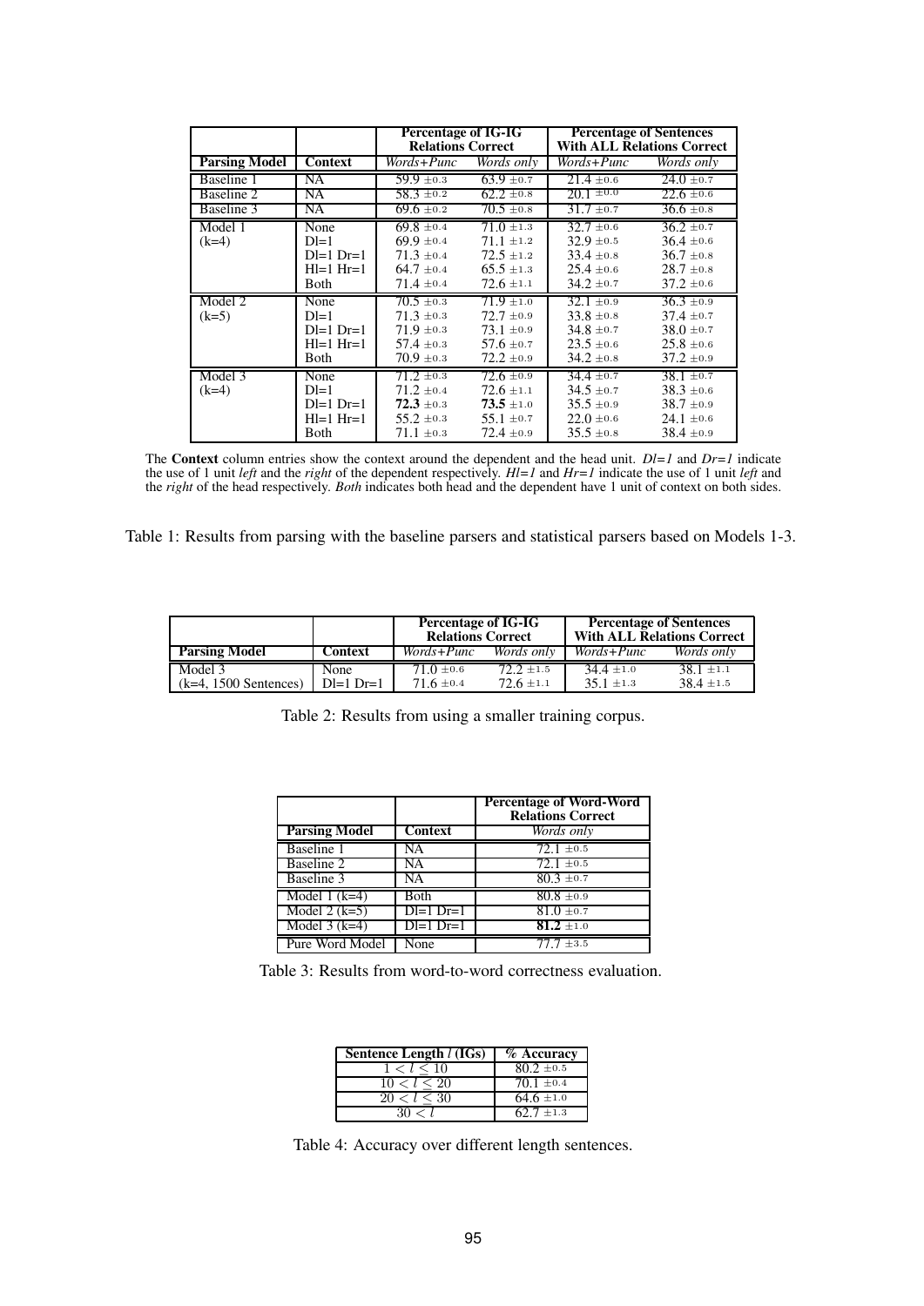| | | Percentage of IG-IG Relations Correct | | Percentage of Sentences With ALL Relations Correct | |
|---|---|---|---|---|---|
| **Parsing Model** | **Context** | *Words+Punc* | *Words only* | *Words+Punc* | *Words only* |
| Baseline 1 | NA | 59.9 ±0.3 | 63.9 ±0.7 | 21.4 ±0.6 | 24.0 ±0.7 |
| Baseline 2 | NA | 58.3 ±0.2 | 62.2 ±0.8 | 20.1 ±0.0 | 22.6 ±0.6 |
| Baseline 3 | NA | 69.6 ±0.2 | 70.5 ±0.8 | 31.7 ±0.7 | 36.6 ±0.8 |
| Model 1 (k=4) | None | 69.8 ±0.4 | 71.0 ±1.3 | 32.7 ±0.6 | 36.2 ±0.7 |
| | Dl=1 | 69.9 ±0.4 | 71.1 ±1.2 | 32.9 ±0.5 | 36.4 ±0.6 |
| | Dl=1 Dr=1 | 71.3 ±0.4 | 72.5 ±1.2 | 33.4 ±0.8 | 36.7 ±0.8 |
| | Hl=1 Hr=1 | 64.7 ±0.4 | 65.5 ±1.3 | 25.4 ±0.6 | 28.7 ±0.8 |
| | Both | 71.4 ±0.4 | 72.6 ±1.1 | 34.2 ±0.7 | 37.2 ±0.6 |
| Model 2 (k=5) | None | 70.5 ±0.3 | 71.9 ±1.0 | 32.1 ±0.9 | 36.3 ±0.9 |
| | Dl=1 | 71.3 ±0.3 | 72.7 ±0.9 | 33.8 ±0.8 | 37.4 ±0.7 |
| | Dl=1 Dr=1 | 71.9 ±0.3 | 73.1 ±0.9 | 34.8 ±0.7 | 38.0 ±0.7 |
| | Hl=1 Hr=1 | 57.4 ±0.3 | 57.6 ±0.7 | 23.5 ±0.6 | 25.8 ±0.6 |
| | Both | 70.9 ±0.3 | 72.2 ±0.9 | 34.2 ±0.8 | 37.2 ±0.9 |
| Model 3 (k=4) | None | 71.2 ±0.3 | 72.6 ±0.9 | 34.4 ±0.7 | 38.1 ±0.7 |
| | Dl=1 | 71.2 ±0.4 | 72.6 ±1.1 | 34.5 ±0.7 | 38.3 ±0.6 |
| | Dl=1 Dr=1 | **72.3** ±0.3 | **73.5** ±1.0 | 35.5 ±0.9 | 38.7 ±0.9 |
| | Hl=1 Hr=1 | 55.2 ±0.3 | 55.1 ±0.7 | 22.0 ±0.6 | 24.1 ±0.6 |
| | Both | 71.1 ±0.3 | 72.4 ±0.9 | 35.5 ±0.8 | 38.4 ±0.9 |

The **Context** column entries show the context around the dependent and the head unit. *Dl=1* and *Dr=1* indicate the use of 1 unit *left* and the *right* of the dependent respectively. *Hl=1* and *Hr=1* indicate the use of 1 unit *left* and the *right* of the head respectively. *Both* indicates both head and the dependent have 1 unit of context on both sides.

Table 1: Results from parsing with the baseline parsers and statistical parsers based on Models 1-3.

| | | Percentage of IG-IG Relations Correct | | Percentage of Sentences With ALL Relations Correct | |
|---|---|---|---|---|---|
| **Parsing Model** | **Context** | *Words+Punc* | *Words only* | *Words+Punc* | *Words only* |
| Model 3 (k=4, 1500 Sentences) | None | 71.0 ±0.6 | 72.2 ±1.5 | 34.4 ±1.0 | 38.1 ±1.1 |
| | Dl=1 Dr=1 | 71.6 ±0.4 | 72.6 ±1.1 | 35.1 ±1.3 | 38.4 ±1.5 |

Table 2: Results from using a smaller training corpus.

| | | Percentage of Word-Word Relations Correct |
|---|---|---|
| **Parsing Model** | **Context** | *Words only* |
| Baseline 1 | NA | 72.1 ±0.5 |
| Baseline 2 | NA | 72.1 ±0.5 |
| Baseline 3 | NA | 80.3 ±0.7 |
| Model 1 (k=4) | Both | 80.8 ±0.9 |
| Model 2 (k=5) | Dl=1 Dr=1 | 81.0 ±0.7 |
| Model 3 (k=4) | Dl=1 Dr=1 | **81.2** ±1.0 |
| Pure Word Model | None | 77.7 ±3.5 |

Table 3: Results from word-to-word correctness evaluation.

| Sentence Length $l$ (IGs) | % Accuracy |
|---|---|
| $1 < l \leq 10$ | 80.2 ±0.5 |
| $10 < l \leq 20$ | 70.1 ±0.4 |
| $20 < l \leq 30$ | 64.6 ±1.0 |
| $30 < l$ | 62.7 ±1.3 |

Table 4: Accuracy over different length sentences.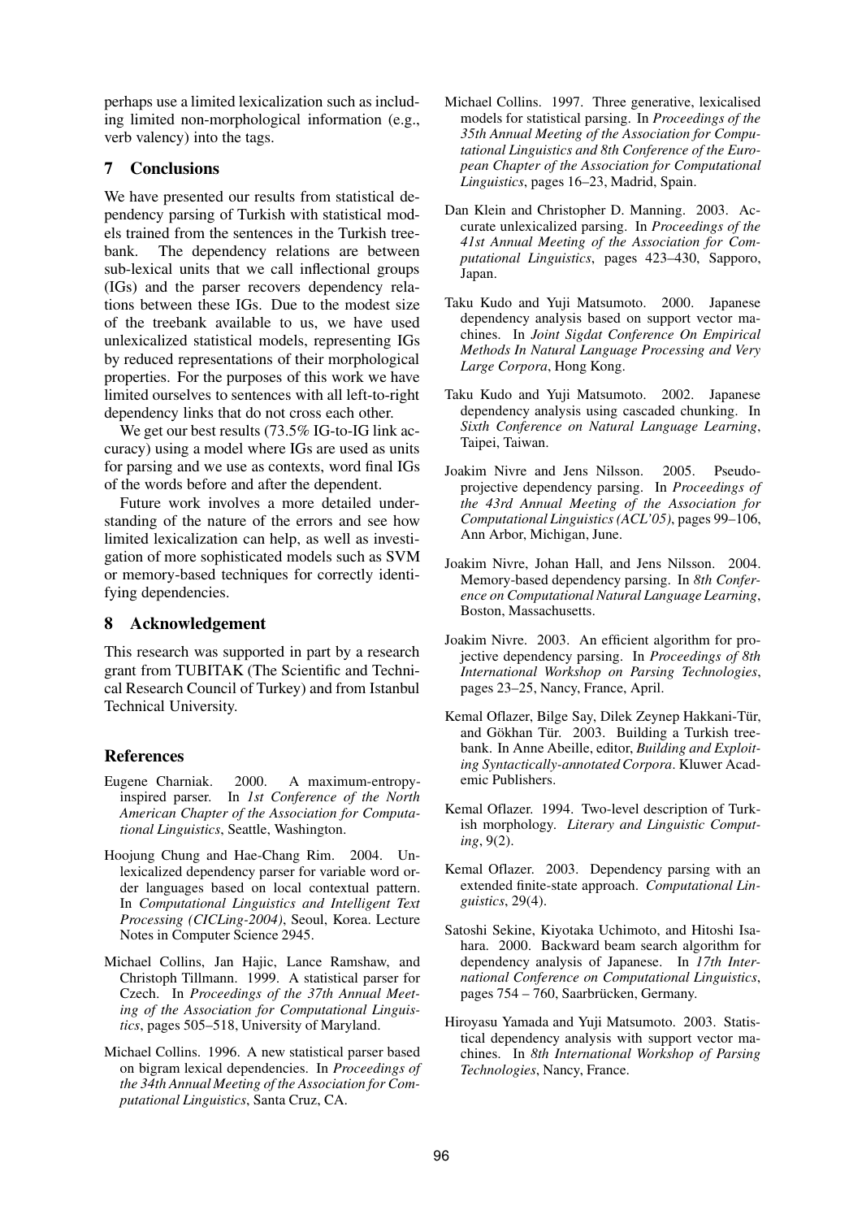perhaps use a limited lexicalization such as including limited non-morphological information (e.g., verb valency) into the tags.

## 7 Conclusions

We have presented our results from statistical dependency parsing of Turkish with statistical models trained from the sentences in the Turkish treebank. The dependency relations are between sub-lexical units that we call inflectional groups (IGs) and the parser recovers dependency relations between these IGs. Due to the modest size of the treebank available to us, we have used unlexicalized statistical models, representing IGs by reduced representations of their morphological properties. For the purposes of this work we have limited ourselves to sentences with all left-to-right dependency links that do not cross each other.

We get our best results (73.5% IG-to-IG link accuracy) using a model where IGs are used as units for parsing and we use as contexts, word final IGs of the words before and after the dependent.

Future work involves a more detailed understanding of the nature of the errors and see how limited lexicalization can help, as well as investigation of more sophisticated models such as SVM or memory-based techniques for correctly identifying dependencies.

## 8 Acknowledgement

This research was supported in part by a research grant from TUBITAK (The Scientific and Technical Research Council of Turkey) and from Istanbul Technical University.

## References

Eugene Charniak. 2000. A maximum-entropy-inspired parser. In *1st Conference of the North American Chapter of the Association for Computational Linguistics*, Seattle, Washington.

Hoojung Chung and Hae-Chang Rim. 2004. Unlexicalized dependency parser for variable word order languages based on local contextual pattern. In *Computational Linguistics and Intelligent Text Processing (CICLing-2004)*, Seoul, Korea. Lecture Notes in Computer Science 2945.

Michael Collins, Jan Hajic, Lance Ramshaw, and Christoph Tillmann. 1999. A statistical parser for Czech. In *Proceedings of the 37th Annual Meeting of the Association for Computational Linguistics*, pages 505–518, University of Maryland.

Michael Collins. 1996. A new statistical parser based on bigram lexical dependencies. In *Proceedings of the 34th Annual Meeting of the Association for Computational Linguistics*, Santa Cruz, CA.

Michael Collins. 1997. Three generative, lexicalised models for statistical parsing. In *Proceedings of the 35th Annual Meeting of the Association for Computational Linguistics and 8th Conference of the European Chapter of the Association for Computational Linguistics*, pages 16–23, Madrid, Spain.

Dan Klein and Christopher D. Manning. 2003. Accurate unlexicalized parsing. In *Proceedings of the 41st Annual Meeting of the Association for Computational Linguistics*, pages 423–430, Sapporo, Japan.

Taku Kudo and Yuji Matsumoto. 2000. Japanese dependency analysis based on support vector machines. In *Joint Sigdat Conference On Empirical Methods In Natural Language Processing and Very Large Corpora*, Hong Kong.

Taku Kudo and Yuji Matsumoto. 2002. Japanese dependency analysis using cascaded chunking. In *Sixth Conference on Natural Language Learning*, Taipei, Taiwan.

Joakim Nivre and Jens Nilsson. 2005. Pseudo-projective dependency parsing. In *Proceedings of the 43rd Annual Meeting of the Association for Computational Linguistics (ACL'05)*, pages 99–106, Ann Arbor, Michigan, June.

Joakim Nivre, Johan Hall, and Jens Nilsson. 2004. Memory-based dependency parsing. In *8th Conference on Computational Natural Language Learning*, Boston, Massachusetts.

Joakim Nivre. 2003. An efficient algorithm for projective dependency parsing. In *Proceedings of 8th International Workshop on Parsing Technologies*, pages 23–25, Nancy, France, April.

Kemal Oflazer, Bilge Say, Dilek Zeynep Hakkani-Tür, and Gökhan Tür. 2003. Building a Turkish treebank. In Anne Abeille, editor, *Building and Exploiting Syntactically-annotated Corpora*. Kluwer Academic Publishers.

Kemal Oflazer. 1994. Two-level description of Turkish morphology. *Literary and Linguistic Computing*, 9(2).

Kemal Oflazer. 2003. Dependency parsing with an extended finite-state approach. *Computational Linguistics*, 29(4).

Satoshi Sekine, Kiyotaka Uchimoto, and Hitoshi Isahara. 2000. Backward beam search algorithm for dependency analysis of Japanese. In *17th International Conference on Computational Linguistics*, pages 754 – 760, Saarbrücken, Germany.

Hiroyasu Yamada and Yuji Matsumoto. 2003. Statistical dependency analysis with support vector machines. In *8th International Workshop of Parsing Technologies*, Nancy, France.